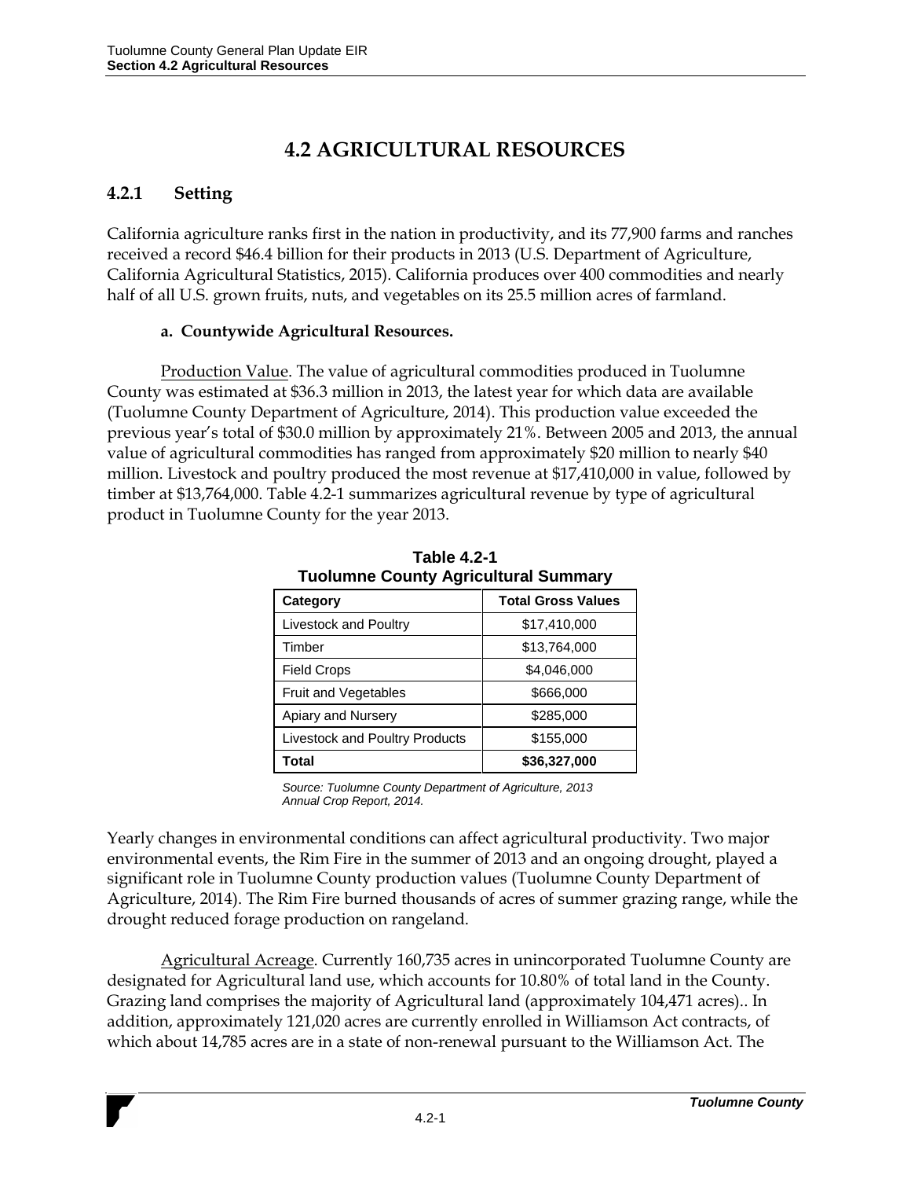# 4.2 AGRICULTURAL RESOURCES

## 4.2.1 Setting

California agriculture ranks first in the nation in productivity, and its 77,900 farms and ranches received a record $46.4 billion for their products in 2013 (U.S. Department of Agriculture, California Agricultural Statistics, 2015). California produces over 400 commodities and nearly half of all U.S. grown fruits, nuts, and vegetables on its 25.5 million acres of farmland.

### a. Countywide Agricultural Resources.

Production Value. The value of agricultural commodities produced in Tuolumne County was estimated at $36.3 million in 2013, the latest year for which data are available (Tuolumne County Department of Agriculture, 2014). This production value exceeded the previous year's total of $30.0 million by approximately 21%. Between 2005 and 2013, the annual value of agricultural commodities has ranged from approximately $20 million to nearly $40 million. Livestock and poultry produced the most revenue at $17,410,000 in value, followed by timber at $13,764,000. Table 4.2-1 summarizes agricultural revenue by type of agricultural product in Tuolumne County for the year 2013.

**Table 4.2-1**
**Tuolumne County Agricultural Summary**

| Category | Total Gross Values |
|---|---|
| Livestock and Poultry | $17,410,000 |
| Timber | $13,764,000 |
| Field Crops | $4,046,000 |
| Fruit and Vegetables | $666,000 |
| Apiary and Nursery | $285,000 |
| Livestock and Poultry Products | $155,000 |
| **Total** | **$36,327,000** |

*Source: Tuolumne County Department of Agriculture, 2013 Annual Crop Report, 2014.*

Yearly changes in environmental conditions can affect agricultural productivity. Two major environmental events, the Rim Fire in the summer of 2013 and an ongoing drought, played a significant role in Tuolumne County production values (Tuolumne County Department of Agriculture, 2014). The Rim Fire burned thousands of acres of summer grazing range, while the drought reduced forage production on rangeland.

Agricultural Acreage. Currently 160,735 acres in unincorporated Tuolumne County are designated for Agricultural land use, which accounts for 10.80% of total land in the County. Grazing land comprises the majority of Agricultural land (approximately 104,471 acres).. In addition, approximately 121,020 acres are currently enrolled in Williamson Act contracts, of which about 14,785 acres are in a state of non-renewal pursuant to the Williamson Act. The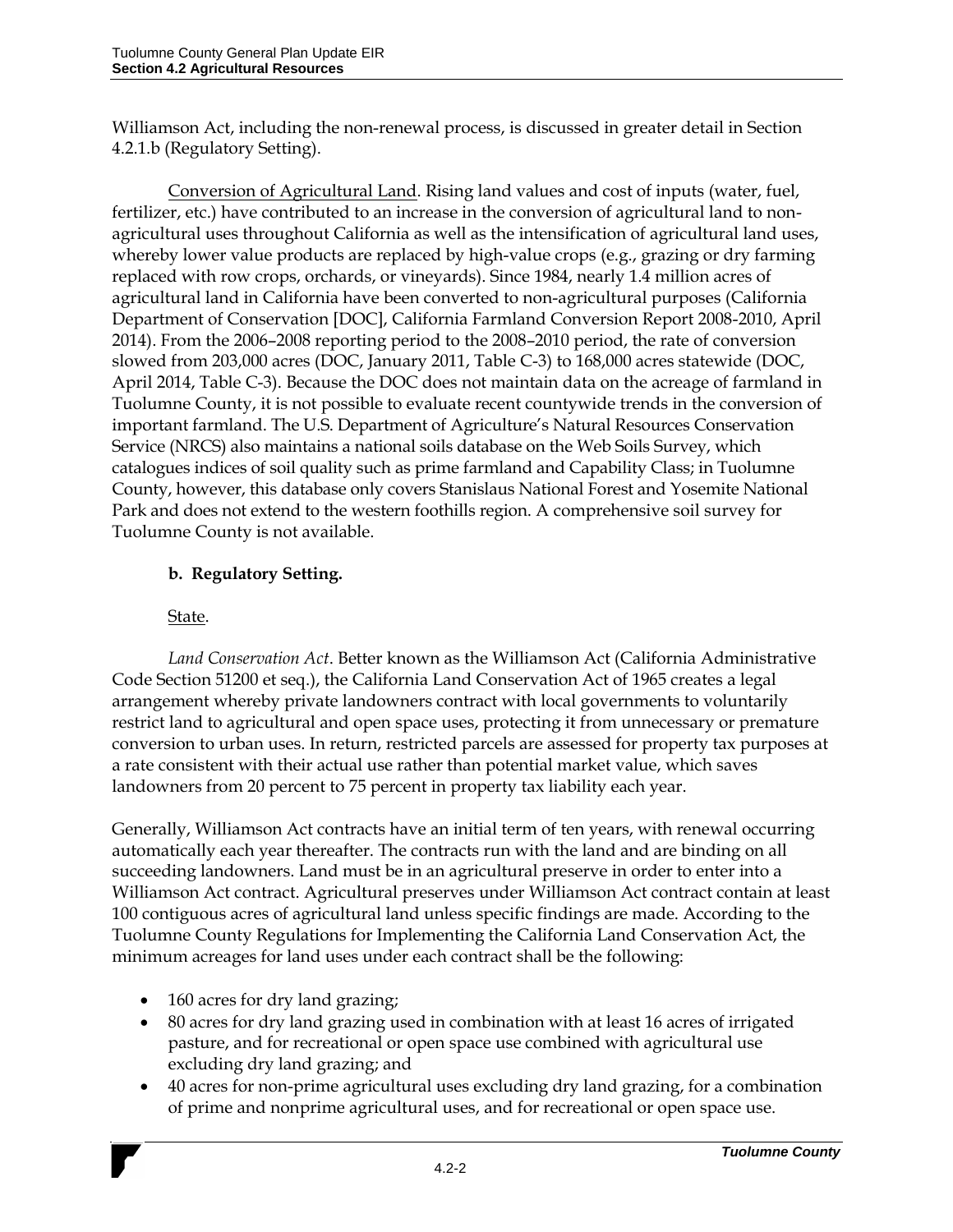Williamson Act, including the non-renewal process, is discussed in greater detail in Section 4.2.1.b (Regulatory Setting).

Conversion of Agricultural Land. Rising land values and cost of inputs (water, fuel, fertilizer, etc.) have contributed to an increase in the conversion of agricultural land to non-agricultural uses throughout California as well as the intensification of agricultural land uses, whereby lower value products are replaced by high-value crops (e.g., grazing or dry farming replaced with row crops, orchards, or vineyards). Since 1984, nearly 1.4 million acres of agricultural land in California have been converted to non-agricultural purposes (California Department of Conservation [DOC], California Farmland Conversion Report 2008-2010, April 2014). From the 2006–2008 reporting period to the 2008–2010 period, the rate of conversion slowed from 203,000 acres (DOC, January 2011, Table C-3) to 168,000 acres statewide (DOC, April 2014, Table C-3). Because the DOC does not maintain data on the acreage of farmland in Tuolumne County, it is not possible to evaluate recent countywide trends in the conversion of important farmland. The U.S. Department of Agriculture's Natural Resources Conservation Service (NRCS) also maintains a national soils database on the Web Soils Survey, which catalogues indices of soil quality such as prime farmland and Capability Class; in Tuolumne County, however, this database only covers Stanislaus National Forest and Yosemite National Park and does not extend to the western foothills region. A comprehensive soil survey for Tuolumne County is not available.

**b. Regulatory Setting.**

State.

*Land Conservation Act*. Better known as the Williamson Act (California Administrative Code Section 51200 et seq.), the California Land Conservation Act of 1965 creates a legal arrangement whereby private landowners contract with local governments to voluntarily restrict land to agricultural and open space uses, protecting it from unnecessary or premature conversion to urban uses. In return, restricted parcels are assessed for property tax purposes at a rate consistent with their actual use rather than potential market value, which saves landowners from 20 percent to 75 percent in property tax liability each year.

Generally, Williamson Act contracts have an initial term of ten years, with renewal occurring automatically each year thereafter. The contracts run with the land and are binding on all succeeding landowners. Land must be in an agricultural preserve in order to enter into a Williamson Act contract. Agricultural preserves under Williamson Act contract contain at least 100 contiguous acres of agricultural land unless specific findings are made. According to the Tuolumne County Regulations for Implementing the California Land Conservation Act, the minimum acreages for land uses under each contract shall be the following:

- 160 acres for dry land grazing;
- 80 acres for dry land grazing used in combination with at least 16 acres of irrigated pasture, and for recreational or open space use combined with agricultural use excluding dry land grazing; and
- 40 acres for non-prime agricultural uses excluding dry land grazing, for a combination of prime and nonprime agricultural uses, and for recreational or open space use.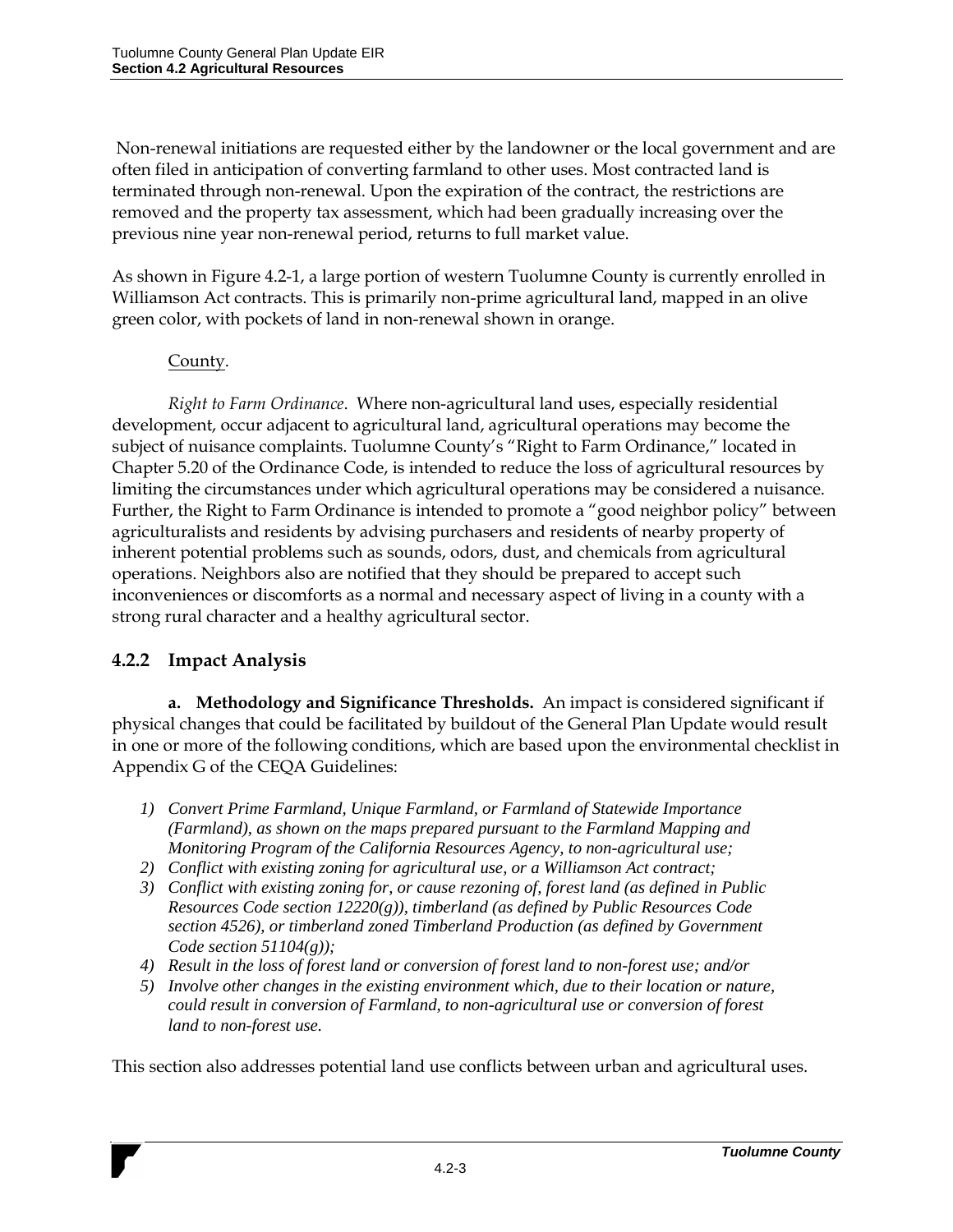Non-renewal initiations are requested either by the landowner or the local government and are often filed in anticipation of converting farmland to other uses. Most contracted land is terminated through non-renewal. Upon the expiration of the contract, the restrictions are removed and the property tax assessment, which had been gradually increasing over the previous nine year non-renewal period, returns to full market value.

As shown in Figure 4.2-1, a large portion of western Tuolumne County is currently enrolled in Williamson Act contracts. This is primarily non-prime agricultural land, mapped in an olive green color, with pockets of land in non-renewal shown in orange.

County.

*Right to Farm Ordinance.* Where non-agricultural land uses, especially residential development, occur adjacent to agricultural land, agricultural operations may become the subject of nuisance complaints. Tuolumne County's "Right to Farm Ordinance," located in Chapter 5.20 of the Ordinance Code, is intended to reduce the loss of agricultural resources by limiting the circumstances under which agricultural operations may be considered a nuisance. Further, the Right to Farm Ordinance is intended to promote a "good neighbor policy" between agriculturalists and residents by advising purchasers and residents of nearby property of inherent potential problems such as sounds, odors, dust, and chemicals from agricultural operations. Neighbors also are notified that they should be prepared to accept such inconveniences or discomforts as a normal and necessary aspect of living in a county with a strong rural character and a healthy agricultural sector.

## 4.2.2 Impact Analysis

**a. Methodology and Significance Thresholds.** An impact is considered significant if physical changes that could be facilitated by buildout of the General Plan Update would result in one or more of the following conditions, which are based upon the environmental checklist in Appendix G of the CEQA Guidelines:

1) *Convert Prime Farmland, Unique Farmland, or Farmland of Statewide Importance (Farmland), as shown on the maps prepared pursuant to the Farmland Mapping and Monitoring Program of the California Resources Agency, to non-agricultural use;*
2) *Conflict with existing zoning for agricultural use, or a Williamson Act contract;*
3) *Conflict with existing zoning for, or cause rezoning of, forest land (as defined in Public Resources Code section 12220(g)), timberland (as defined by Public Resources Code section 4526), or timberland zoned Timberland Production (as defined by Government Code section 51104(g));*
4) *Result in the loss of forest land or conversion of forest land to non-forest use; and/or*
5) *Involve other changes in the existing environment which, due to their location or nature, could result in conversion of Farmland, to non-agricultural use or conversion of forest land to non-forest use.*

This section also addresses potential land use conflicts between urban and agricultural uses.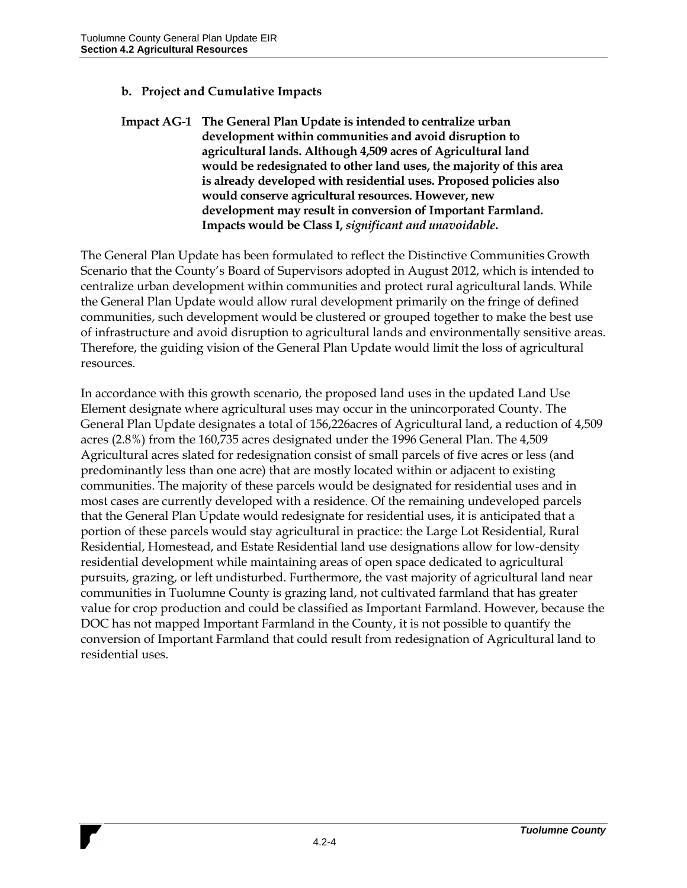### b. Project and Cumulative Impacts

**Impact AG-1 The General Plan Update is intended to centralize urban development within communities and avoid disruption to agricultural lands. Although 4,509 acres of Agricultural land would be redesignated to other land uses, the majority of this area is already developed with residential uses. Proposed policies also would conserve agricultural resources. However, new development may result in conversion of Important Farmland. Impacts would be Class I, *significant and unavoidable*.**

The General Plan Update has been formulated to reflect the Distinctive Communities Growth Scenario that the County's Board of Supervisors adopted in August 2012, which is intended to centralize urban development within communities and protect rural agricultural lands. While the General Plan Update would allow rural development primarily on the fringe of defined communities, such development would be clustered or grouped together to make the best use of infrastructure and avoid disruption to agricultural lands and environmentally sensitive areas. Therefore, the guiding vision of the General Plan Update would limit the loss of agricultural resources.

In accordance with this growth scenario, the proposed land uses in the updated Land Use Element designate where agricultural uses may occur in the unincorporated County. The General Plan Update designates a total of 156,226acres of Agricultural land, a reduction of 4,509 acres (2.8%) from the 160,735 acres designated under the 1996 General Plan. The 4,509 Agricultural acres slated for redesignation consist of small parcels of five acres or less (and predominantly less than one acre) that are mostly located within or adjacent to existing communities. The majority of these parcels would be designated for residential uses and in most cases are currently developed with a residence. Of the remaining undeveloped parcels that the General Plan Update would redesignate for residential uses, it is anticipated that a portion of these parcels would stay agricultural in practice: the Large Lot Residential, Rural Residential, Homestead, and Estate Residential land use designations allow for low-density residential development while maintaining areas of open space dedicated to agricultural pursuits, grazing, or left undisturbed. Furthermore, the vast majority of agricultural land near communities in Tuolumne County is grazing land, not cultivated farmland that has greater value for crop production and could be classified as Important Farmland. However, because the DOC has not mapped Important Farmland in the County, it is not possible to quantify the conversion of Important Farmland that could result from redesignation of Agricultural land to residential uses.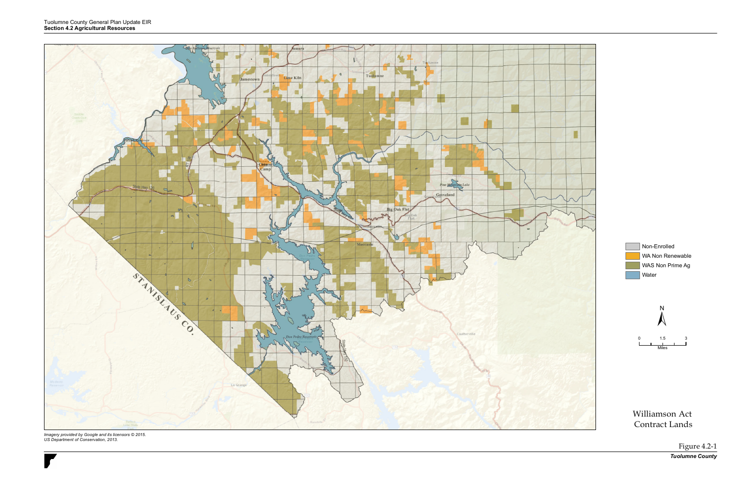Non-Enrolled

WA Non Renewable

WAS Non Prime Ag

Water

Williamson Act Contract Lands

*Imagery provided by Google and its licensors © 2015.*
*US Department of Conservation, 2013.*

Figure 4.2-1

***Tuolumne County***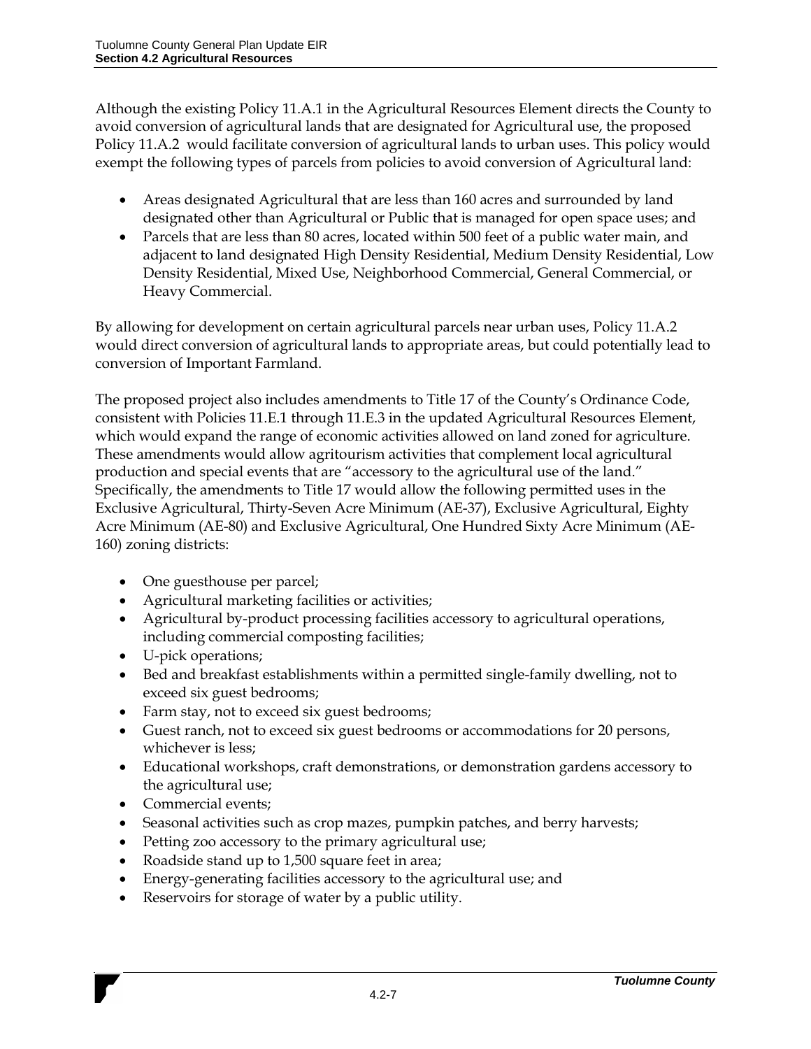Although the existing Policy 11.A.1 in the Agricultural Resources Element directs the County to avoid conversion of agricultural lands that are designated for Agricultural use, the proposed Policy 11.A.2 would facilitate conversion of agricultural lands to urban uses. This policy would exempt the following types of parcels from policies to avoid conversion of Agricultural land:

- Areas designated Agricultural that are less than 160 acres and surrounded by land designated other than Agricultural or Public that is managed for open space uses; and
- Parcels that are less than 80 acres, located within 500 feet of a public water main, and adjacent to land designated High Density Residential, Medium Density Residential, Low Density Residential, Mixed Use, Neighborhood Commercial, General Commercial, or Heavy Commercial.

By allowing for development on certain agricultural parcels near urban uses, Policy 11.A.2 would direct conversion of agricultural lands to appropriate areas, but could potentially lead to conversion of Important Farmland.

The proposed project also includes amendments to Title 17 of the County's Ordinance Code, consistent with Policies 11.E.1 through 11.E.3 in the updated Agricultural Resources Element, which would expand the range of economic activities allowed on land zoned for agriculture. These amendments would allow agritourism activities that complement local agricultural production and special events that are "accessory to the agricultural use of the land." Specifically, the amendments to Title 17 would allow the following permitted uses in the Exclusive Agricultural, Thirty-Seven Acre Minimum (AE-37), Exclusive Agricultural, Eighty Acre Minimum (AE-80) and Exclusive Agricultural, One Hundred Sixty Acre Minimum (AE-160) zoning districts:

- One guesthouse per parcel;
- Agricultural marketing facilities or activities;
- Agricultural by-product processing facilities accessory to agricultural operations, including commercial composting facilities;
- U-pick operations;
- Bed and breakfast establishments within a permitted single-family dwelling, not to exceed six guest bedrooms;
- Farm stay, not to exceed six guest bedrooms;
- Guest ranch, not to exceed six guest bedrooms or accommodations for 20 persons, whichever is less;
- Educational workshops, craft demonstrations, or demonstration gardens accessory to the agricultural use;
- Commercial events;
- Seasonal activities such as crop mazes, pumpkin patches, and berry harvests;
- Petting zoo accessory to the primary agricultural use;
- Roadside stand up to 1,500 square feet in area;
- Energy-generating facilities accessory to the agricultural use; and
- Reservoirs for storage of water by a public utility.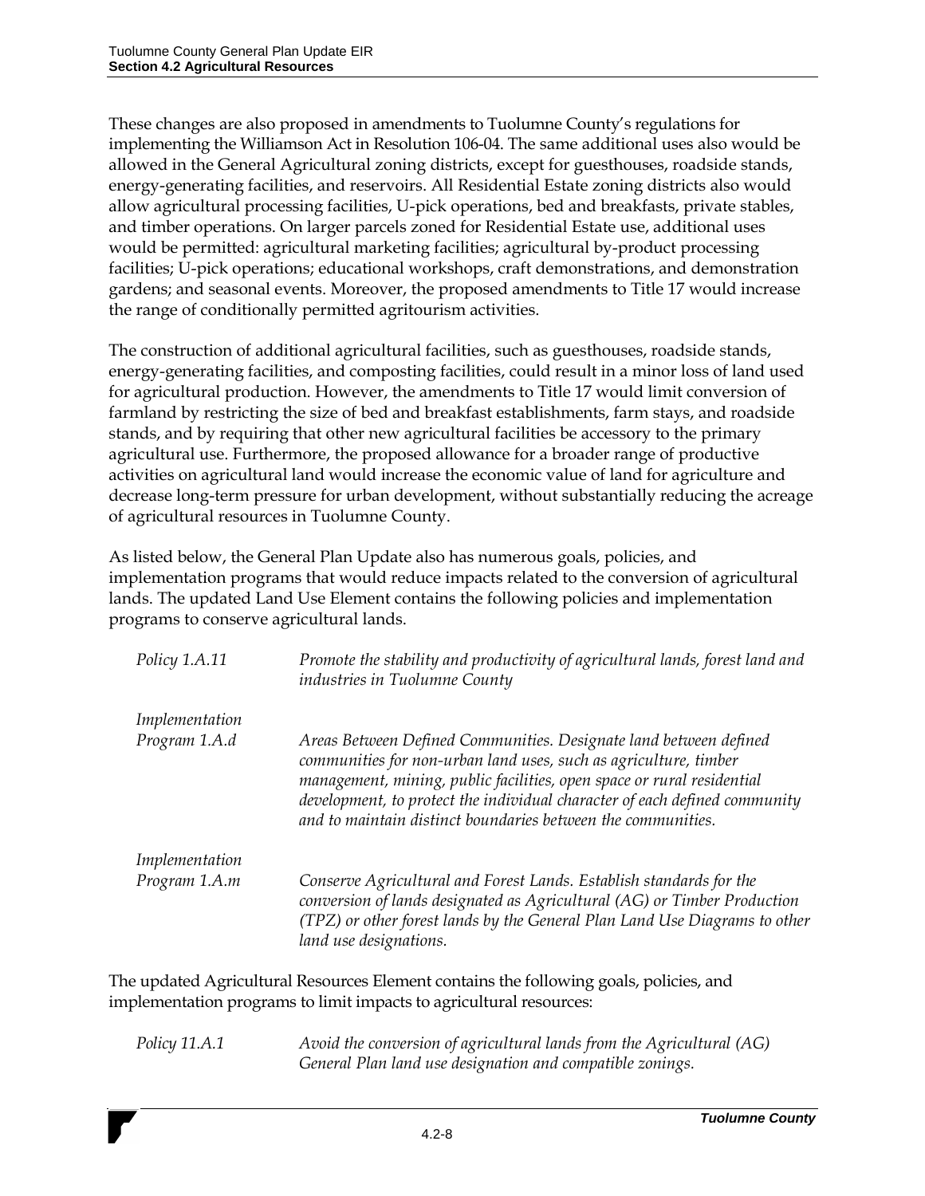These changes are also proposed in amendments to Tuolumne County's regulations for implementing the Williamson Act in Resolution 106-04. The same additional uses also would be allowed in the General Agricultural zoning districts, except for guesthouses, roadside stands, energy-generating facilities, and reservoirs. All Residential Estate zoning districts also would allow agricultural processing facilities, U-pick operations, bed and breakfasts, private stables, and timber operations. On larger parcels zoned for Residential Estate use, additional uses would be permitted: agricultural marketing facilities; agricultural by-product processing facilities; U-pick operations; educational workshops, craft demonstrations, and demonstration gardens; and seasonal events. Moreover, the proposed amendments to Title 17 would increase the range of conditionally permitted agritourism activities.

The construction of additional agricultural facilities, such as guesthouses, roadside stands, energy-generating facilities, and composting facilities, could result in a minor loss of land used for agricultural production. However, the amendments to Title 17 would limit conversion of farmland by restricting the size of bed and breakfast establishments, farm stays, and roadside stands, and by requiring that other new agricultural facilities be accessory to the primary agricultural use. Furthermore, the proposed allowance for a broader range of productive activities on agricultural land would increase the economic value of land for agriculture and decrease long-term pressure for urban development, without substantially reducing the acreage of agricultural resources in Tuolumne County.

As listed below, the General Plan Update also has numerous goals, policies, and implementation programs that would reduce impacts related to the conversion of agricultural lands. The updated Land Use Element contains the following policies and implementation programs to conserve agricultural lands.

*Policy 1.A.11* — *Promote the stability and productivity of agricultural lands, forest land and industries in Tuolumne County*

*Implementation Program 1.A.d* — *Areas Between Defined Communities. Designate land between defined communities for non-urban land uses, such as agriculture, timber management, mining, public facilities, open space or rural residential development, to protect the individual character of each defined community and to maintain distinct boundaries between the communities.*

*Implementation Program 1.A.m* — *Conserve Agricultural and Forest Lands. Establish standards for the conversion of lands designated as Agricultural (AG) or Timber Production (TPZ) or other forest lands by the General Plan Land Use Diagrams to other land use designations.*

The updated Agricultural Resources Element contains the following goals, policies, and implementation programs to limit impacts to agricultural resources:

*Policy 11.A.1* — *Avoid the conversion of agricultural lands from the Agricultural (AG) General Plan land use designation and compatible zonings.*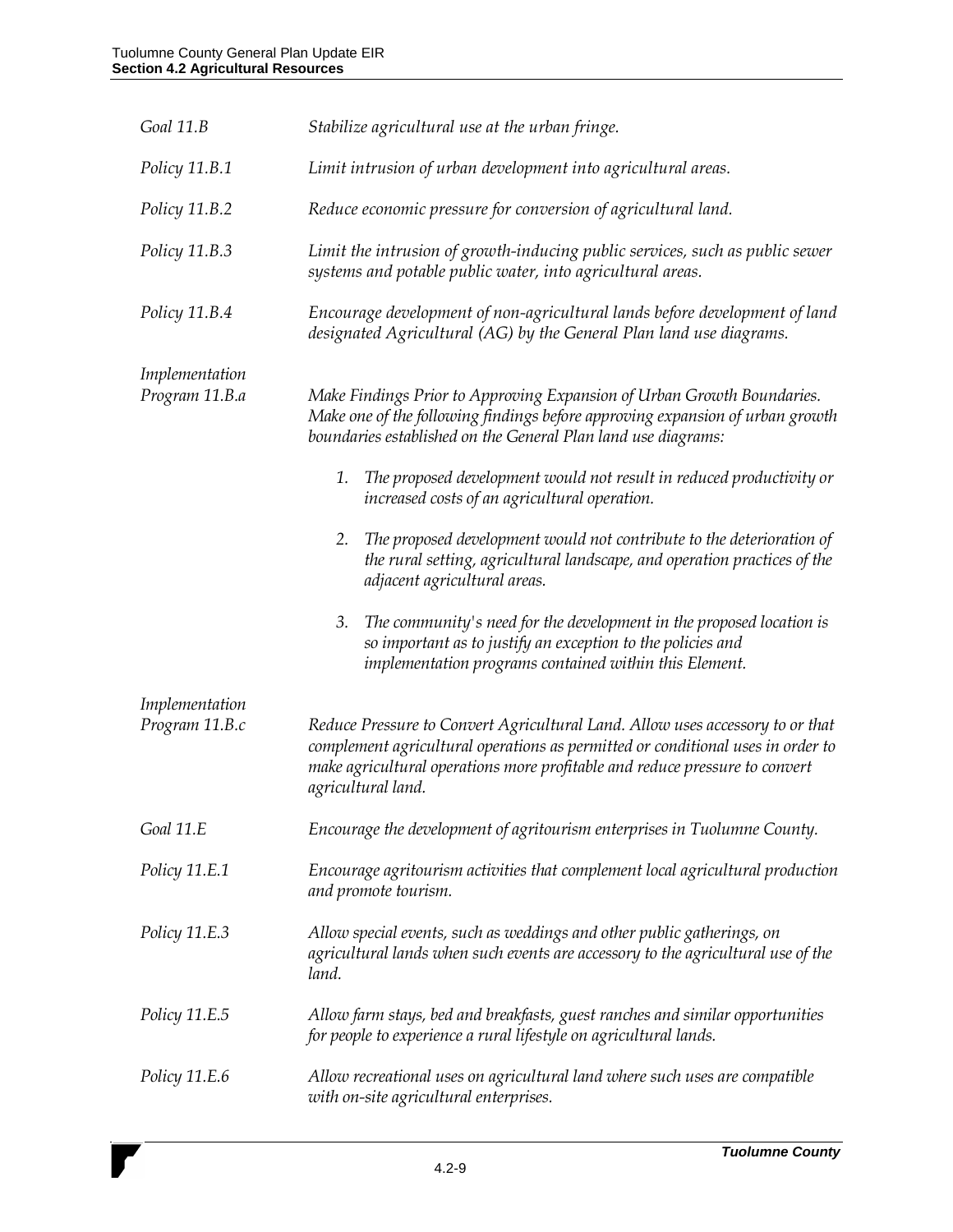| | |
|---|---|
| *Goal 11.B* | *Stabilize agricultural use at the urban fringe.* |
| *Policy 11.B.1* | *Limit intrusion of urban development into agricultural areas.* |
| *Policy 11.B.2* | *Reduce economic pressure for conversion of agricultural land.* |
| *Policy 11.B.3* | *Limit the intrusion of growth-inducing public services, such as public sewer systems and potable public water, into agricultural areas.* |
| *Policy 11.B.4* | *Encourage development of non-agricultural lands before development of land designated Agricultural (AG) by the General Plan land use diagrams.* |
| *Implementation Program 11.B.a* | *Make Findings Prior to Approving Expansion of Urban Growth Boundaries. Make one of the following findings before approving expansion of urban growth boundaries established on the General Plan land use diagrams:*<br><br>*1. The proposed development would not result in reduced productivity or increased costs of an agricultural operation.*<br><br>*2. The proposed development would not contribute to the deterioration of the rural setting, agricultural landscape, and operation practices of the adjacent agricultural areas.*<br><br>*3. The community's need for the development in the proposed location is so important as to justify an exception to the policies and implementation programs contained within this Element.* |
| *Implementation Program 11.B.c* | *Reduce Pressure to Convert Agricultural Land. Allow uses accessory to or that complement agricultural operations as permitted or conditional uses in order to make agricultural operations more profitable and reduce pressure to convert agricultural land.* |
| *Goal 11.E* | *Encourage the development of agritourism enterprises in Tuolumne County.* |
| *Policy 11.E.1* | *Encourage agritourism activities that complement local agricultural production and promote tourism.* |
| *Policy 11.E.3* | *Allow special events, such as weddings and other public gatherings, on agricultural lands when such events are accessory to the agricultural use of the land.* |
| *Policy 11.E.5* | *Allow farm stays, bed and breakfasts, guest ranches and similar opportunities for people to experience a rural lifestyle on agricultural lands.* |
| *Policy 11.E.6* | *Allow recreational uses on agricultural land where such uses are compatible with on-site agricultural enterprises.* |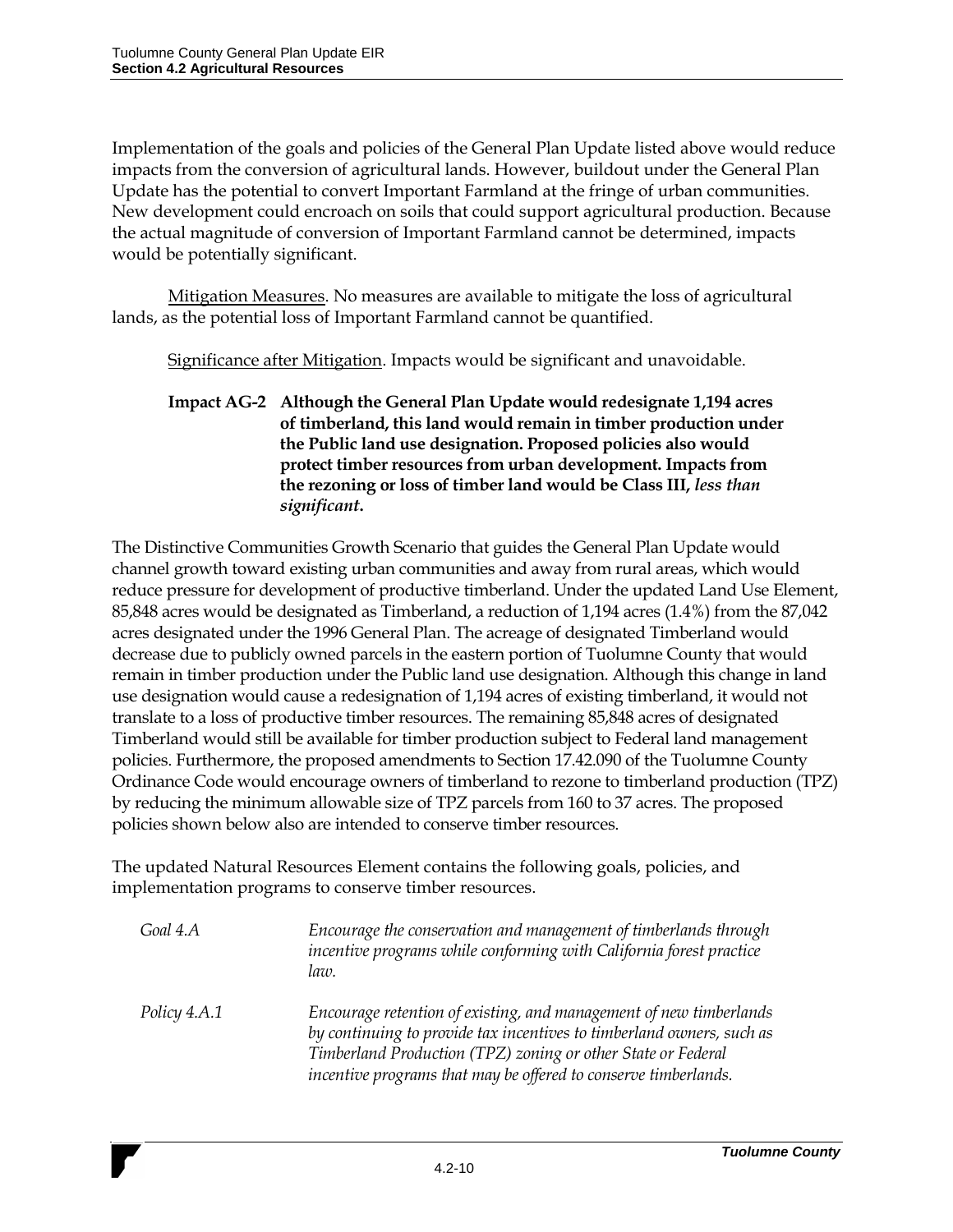Implementation of the goals and policies of the General Plan Update listed above would reduce impacts from the conversion of agricultural lands. However, buildout under the General Plan Update has the potential to convert Important Farmland at the fringe of urban communities. New development could encroach on soils that could support agricultural production. Because the actual magnitude of conversion of Important Farmland cannot be determined, impacts would be potentially significant.

Mitigation Measures. No measures are available to mitigate the loss of agricultural lands, as the potential loss of Important Farmland cannot be quantified.

Significance after Mitigation. Impacts would be significant and unavoidable.

**Impact AG-2 Although the General Plan Update would redesignate 1,194 acres of timberland, this land would remain in timber production under the Public land use designation. Proposed policies also would protect timber resources from urban development. Impacts from the rezoning or loss of timber land would be Class III, *less than significant*.**

The Distinctive Communities Growth Scenario that guides the General Plan Update would channel growth toward existing urban communities and away from rural areas, which would reduce pressure for development of productive timberland. Under the updated Land Use Element, 85,848 acres would be designated as Timberland, a reduction of 1,194 acres (1.4%) from the 87,042 acres designated under the 1996 General Plan. The acreage of designated Timberland would decrease due to publicly owned parcels in the eastern portion of Tuolumne County that would remain in timber production under the Public land use designation. Although this change in land use designation would cause a redesignation of 1,194 acres of existing timberland, it would not translate to a loss of productive timber resources. The remaining 85,848 acres of designated Timberland would still be available for timber production subject to Federal land management policies. Furthermore, the proposed amendments to Section 17.42.090 of the Tuolumne County Ordinance Code would encourage owners of timberland to rezone to timberland production (TPZ) by reducing the minimum allowable size of TPZ parcels from 160 to 37 acres. The proposed policies shown below also are intended to conserve timber resources.

The updated Natural Resources Element contains the following goals, policies, and implementation programs to conserve timber resources.

*Goal 4.A* — *Encourage the conservation and management of timberlands through incentive programs while conforming with California forest practice law.*

*Policy 4.A.1* — *Encourage retention of existing, and management of new timberlands by continuing to provide tax incentives to timberland owners, such as Timberland Production (TPZ) zoning or other State or Federal incentive programs that may be offered to conserve timberlands.*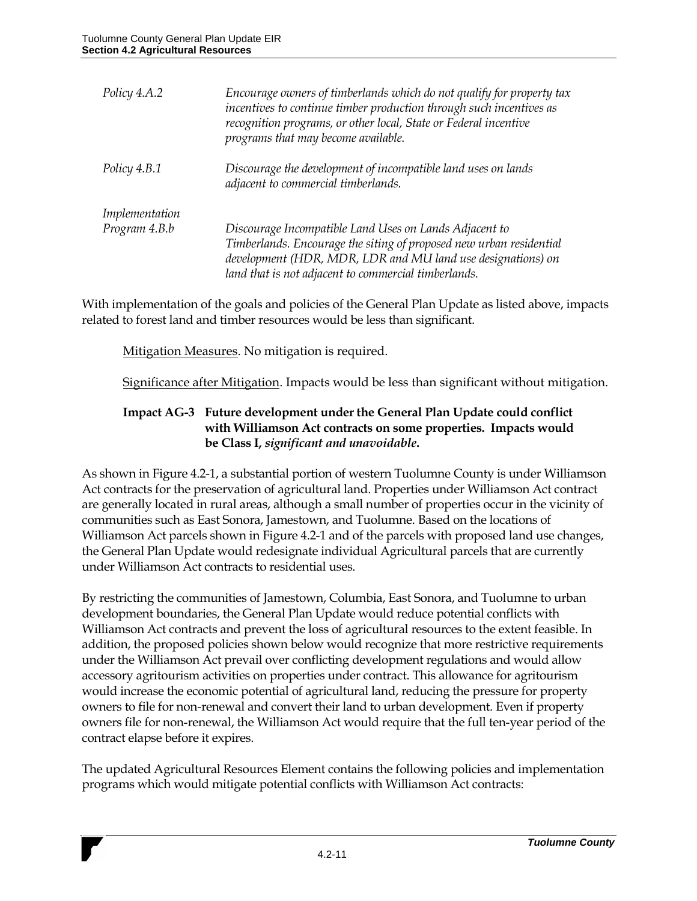| | |
|---|---|
| *Policy 4.A.2* | *Encourage owners of timberlands which do not qualify for property tax incentives to continue timber production through such incentives as recognition programs, or other local, State or Federal incentive programs that may become available.* |
| *Policy 4.B.1* | *Discourage the development of incompatible land uses on lands adjacent to commercial timberlands.* |
| *Implementation Program 4.B.b* | *Discourage Incompatible Land Uses on Lands Adjacent to Timberlands. Encourage the siting of proposed new urban residential development (HDR, MDR, LDR and MU land use designations) on land that is not adjacent to commercial timberlands.* |

With implementation of the goals and policies of the General Plan Update as listed above, impacts related to forest land and timber resources would be less than significant.

Mitigation Measures. No mitigation is required.

Significance after Mitigation. Impacts would be less than significant without mitigation.

**Impact AG-3 Future development under the General Plan Update could conflict with Williamson Act contracts on some properties. Impacts would be Class I, *significant and unavoidable*.**

As shown in Figure 4.2-1, a substantial portion of western Tuolumne County is under Williamson Act contracts for the preservation of agricultural land. Properties under Williamson Act contract are generally located in rural areas, although a small number of properties occur in the vicinity of communities such as East Sonora, Jamestown, and Tuolumne. Based on the locations of Williamson Act parcels shown in Figure 4.2-1 and of the parcels with proposed land use changes, the General Plan Update would redesignate individual Agricultural parcels that are currently under Williamson Act contracts to residential uses.

By restricting the communities of Jamestown, Columbia, East Sonora, and Tuolumne to urban development boundaries, the General Plan Update would reduce potential conflicts with Williamson Act contracts and prevent the loss of agricultural resources to the extent feasible. In addition, the proposed policies shown below would recognize that more restrictive requirements under the Williamson Act prevail over conflicting development regulations and would allow accessory agritourism activities on properties under contract. This allowance for agritourism would increase the economic potential of agricultural land, reducing the pressure for property owners to file for non-renewal and convert their land to urban development. Even if property owners file for non-renewal, the Williamson Act would require that the full ten-year period of the contract elapse before it expires.

The updated Agricultural Resources Element contains the following policies and implementation programs which would mitigate potential conflicts with Williamson Act contracts: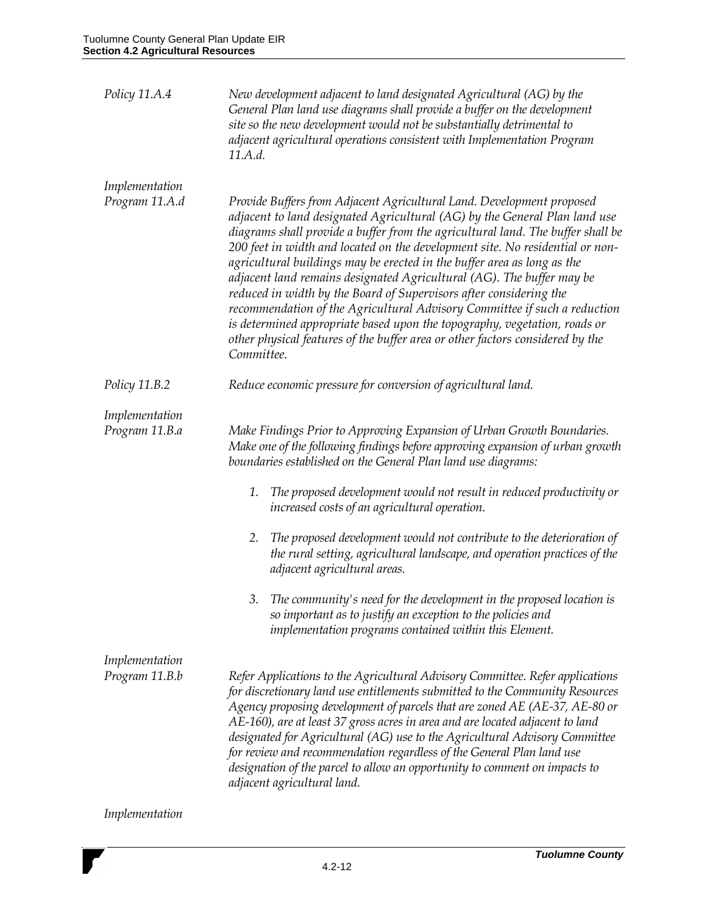*Policy 11.A.4* — *New development adjacent to land designated Agricultural (AG) by the General Plan land use diagrams shall provide a buffer on the development site so the new development would not be substantially detrimental to adjacent agricultural operations consistent with Implementation Program 11.A.d.*

*Implementation Program 11.A.d* — *Provide Buffers from Adjacent Agricultural Land. Development proposed adjacent to land designated Agricultural (AG) by the General Plan land use diagrams shall provide a buffer from the agricultural land. The buffer shall be 200 feet in width and located on the development site. No residential or non-agricultural buildings may be erected in the buffer area as long as the adjacent land remains designated Agricultural (AG). The buffer may be reduced in width by the Board of Supervisors after considering the recommendation of the Agricultural Advisory Committee if such a reduction is determined appropriate based upon the topography, vegetation, roads or other physical features of the buffer area or other factors considered by the Committee.*

*Policy 11.B.2* — *Reduce economic pressure for conversion of agricultural land.*

*Implementation Program 11.B.a* — *Make Findings Prior to Approving Expansion of Urban Growth Boundaries. Make one of the following findings before approving expansion of urban growth boundaries established on the General Plan land use diagrams:*

1. *The proposed development would not result in reduced productivity or increased costs of an agricultural operation.*

2. *The proposed development would not contribute to the deterioration of the rural setting, agricultural landscape, and operation practices of the adjacent agricultural areas.*

3. *The community's need for the development in the proposed location is so important as to justify an exception to the policies and implementation programs contained within this Element.*

*Implementation Program 11.B.b* — *Refer Applications to the Agricultural Advisory Committee. Refer applications for discretionary land use entitlements submitted to the Community Resources Agency proposing development of parcels that are zoned AE (AE-37, AE-80 or AE-160), are at least 37 gross acres in area and are located adjacent to land designated for Agricultural (AG) use to the Agricultural Advisory Committee for review and recommendation regardless of the General Plan land use designation of the parcel to allow an opportunity to comment on impacts to adjacent agricultural land.*

*Implementation*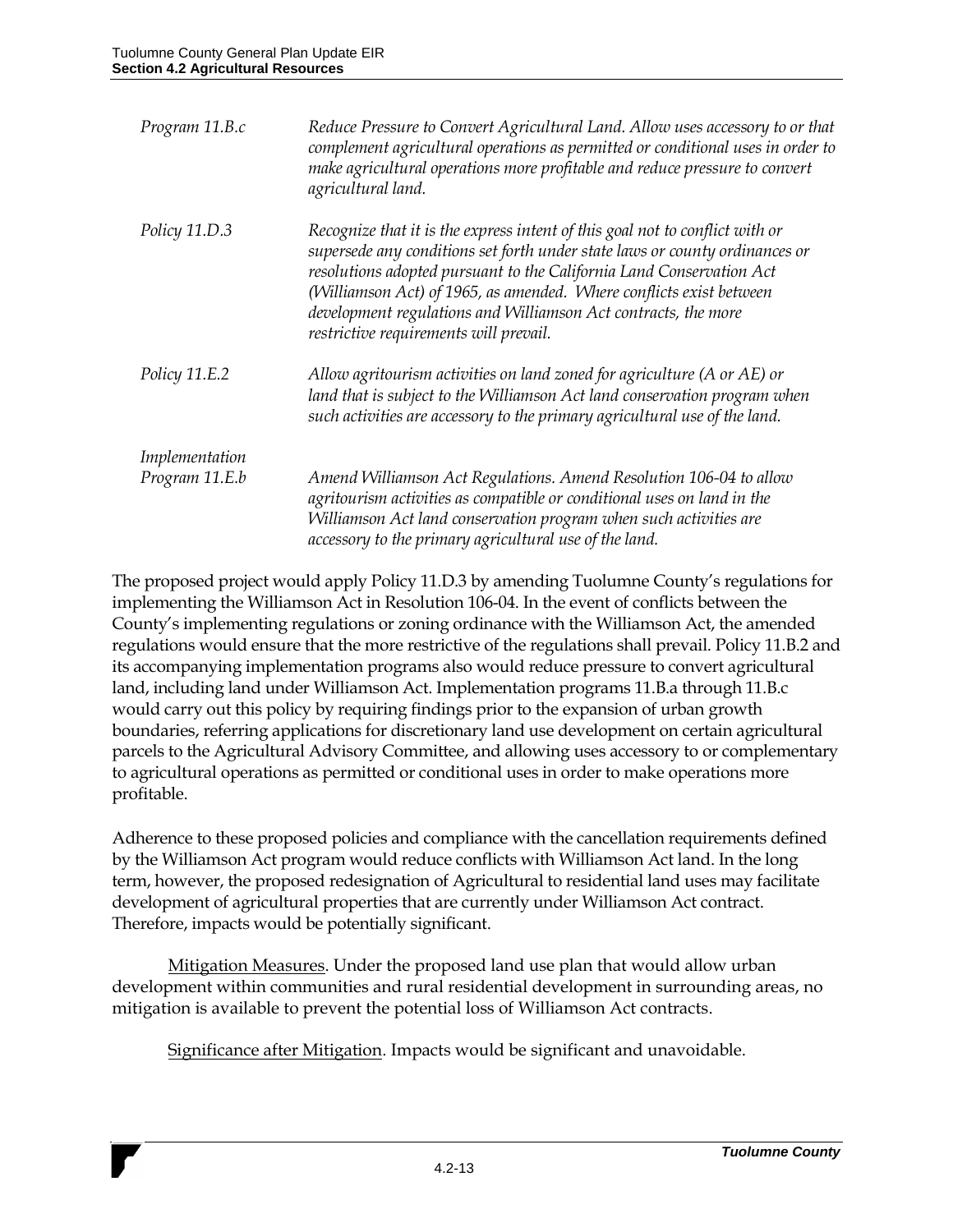| | |
|---|---|
| *Program 11.B.c* | *Reduce Pressure to Convert Agricultural Land. Allow uses accessory to or that complement agricultural operations as permitted or conditional uses in order to make agricultural operations more profitable and reduce pressure to convert agricultural land.* |
| *Policy 11.D.3* | *Recognize that it is the express intent of this goal not to conflict with or supersede any conditions set forth under state laws or county ordinances or resolutions adopted pursuant to the California Land Conservation Act (Williamson Act) of 1965, as amended. Where conflicts exist between development regulations and Williamson Act contracts, the more restrictive requirements will prevail.* |
| *Policy 11.E.2* | *Allow agritourism activities on land zoned for agriculture (A or AE) or land that is subject to the Williamson Act land conservation program when such activities are accessory to the primary agricultural use of the land.* |
| *Implementation Program 11.E.b* | *Amend Williamson Act Regulations. Amend Resolution 106-04 to allow agritourism activities as compatible or conditional uses on land in the Williamson Act land conservation program when such activities are accessory to the primary agricultural use of the land.* |

The proposed project would apply Policy 11.D.3 by amending Tuolumne County's regulations for implementing the Williamson Act in Resolution 106-04. In the event of conflicts between the County's implementing regulations or zoning ordinance with the Williamson Act, the amended regulations would ensure that the more restrictive of the regulations shall prevail. Policy 11.B.2 and its accompanying implementation programs also would reduce pressure to convert agricultural land, including land under Williamson Act. Implementation programs 11.B.a through 11.B.c would carry out this policy by requiring findings prior to the expansion of urban growth boundaries, referring applications for discretionary land use development on certain agricultural parcels to the Agricultural Advisory Committee, and allowing uses accessory to or complementary to agricultural operations as permitted or conditional uses in order to make operations more profitable.

Adherence to these proposed policies and compliance with the cancellation requirements defined by the Williamson Act program would reduce conflicts with Williamson Act land. In the long term, however, the proposed redesignation of Agricultural to residential land uses may facilitate development of agricultural properties that are currently under Williamson Act contract. Therefore, impacts would be potentially significant.

Mitigation Measures. Under the proposed land use plan that would allow urban development within communities and rural residential development in surrounding areas, no mitigation is available to prevent the potential loss of Williamson Act contracts.

Significance after Mitigation. Impacts would be significant and unavoidable.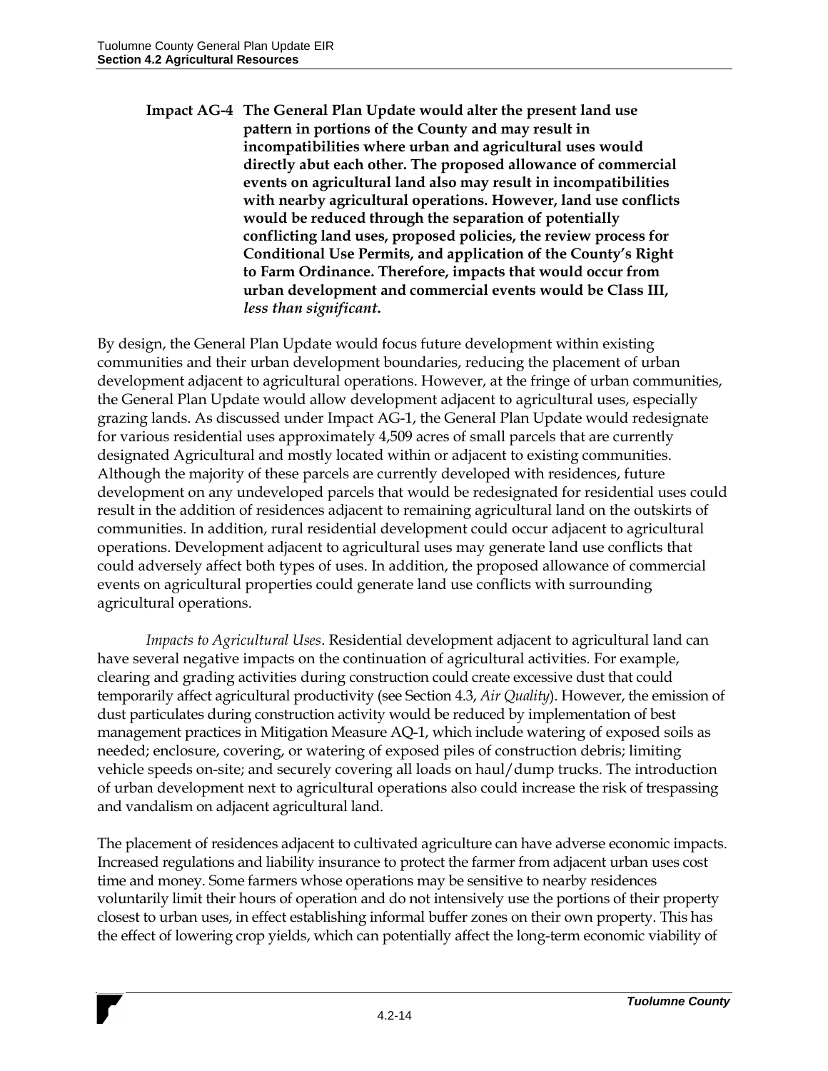**Impact AG-4 The General Plan Update would alter the present land use pattern in portions of the County and may result in incompatibilities where urban and agricultural uses would directly abut each other. The proposed allowance of commercial events on agricultural land also may result in incompatibilities with nearby agricultural operations. However, land use conflicts would be reduced through the separation of potentially conflicting land uses, proposed policies, the review process for Conditional Use Permits, and application of the County's Right to Farm Ordinance. Therefore, impacts that would occur from urban development and commercial events would be Class III, *less than significant*.**

By design, the General Plan Update would focus future development within existing communities and their urban development boundaries, reducing the placement of urban development adjacent to agricultural operations. However, at the fringe of urban communities, the General Plan Update would allow development adjacent to agricultural uses, especially grazing lands. As discussed under Impact AG-1, the General Plan Update would redesignate for various residential uses approximately 4,509 acres of small parcels that are currently designated Agricultural and mostly located within or adjacent to existing communities. Although the majority of these parcels are currently developed with residences, future development on any undeveloped parcels that would be redesignated for residential uses could result in the addition of residences adjacent to remaining agricultural land on the outskirts of communities. In addition, rural residential development could occur adjacent to agricultural operations. Development adjacent to agricultural uses may generate land use conflicts that could adversely affect both types of uses. In addition, the proposed allowance of commercial events on agricultural properties could generate land use conflicts with surrounding agricultural operations.

*Impacts to Agricultural Uses*. Residential development adjacent to agricultural land can have several negative impacts on the continuation of agricultural activities. For example, clearing and grading activities during construction could create excessive dust that could temporarily affect agricultural productivity (see Section 4.3, *Air Quality*). However, the emission of dust particulates during construction activity would be reduced by implementation of best management practices in Mitigation Measure AQ-1, which include watering of exposed soils as needed; enclosure, covering, or watering of exposed piles of construction debris; limiting vehicle speeds on-site; and securely covering all loads on haul/dump trucks. The introduction of urban development next to agricultural operations also could increase the risk of trespassing and vandalism on adjacent agricultural land.

The placement of residences adjacent to cultivated agriculture can have adverse economic impacts. Increased regulations and liability insurance to protect the farmer from adjacent urban uses cost time and money. Some farmers whose operations may be sensitive to nearby residences voluntarily limit their hours of operation and do not intensively use the portions of their property closest to urban uses, in effect establishing informal buffer zones on their own property. This has the effect of lowering crop yields, which can potentially affect the long-term economic viability of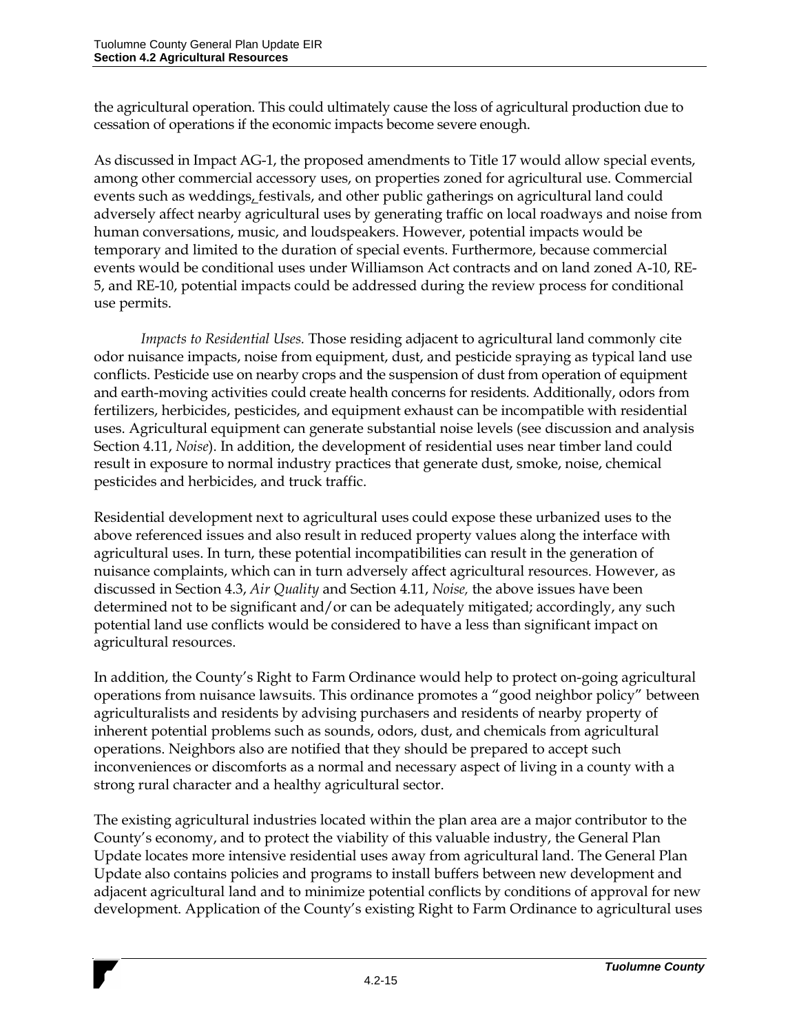the agricultural operation. This could ultimately cause the loss of agricultural production due to cessation of operations if the economic impacts become severe enough.

As discussed in Impact AG-1, the proposed amendments to Title 17 would allow special events, among other commercial accessory uses, on properties zoned for agricultural use. Commercial events such as weddings, festivals, and other public gatherings on agricultural land could adversely affect nearby agricultural uses by generating traffic on local roadways and noise from human conversations, music, and loudspeakers. However, potential impacts would be temporary and limited to the duration of special events. Furthermore, because commercial events would be conditional uses under Williamson Act contracts and on land zoned A-10, RE-5, and RE-10, potential impacts could be addressed during the review process for conditional use permits.

*Impacts to Residential Uses.* Those residing adjacent to agricultural land commonly cite odor nuisance impacts, noise from equipment, dust, and pesticide spraying as typical land use conflicts. Pesticide use on nearby crops and the suspension of dust from operation of equipment and earth-moving activities could create health concerns for residents. Additionally, odors from fertilizers, herbicides, pesticides, and equipment exhaust can be incompatible with residential uses. Agricultural equipment can generate substantial noise levels (see discussion and analysis Section 4.11, *Noise*). In addition, the development of residential uses near timber land could result in exposure to normal industry practices that generate dust, smoke, noise, chemical pesticides and herbicides, and truck traffic.

Residential development next to agricultural uses could expose these urbanized uses to the above referenced issues and also result in reduced property values along the interface with agricultural uses. In turn, these potential incompatibilities can result in the generation of nuisance complaints, which can in turn adversely affect agricultural resources. However, as discussed in Section 4.3, *Air Quality* and Section 4.11, *Noise,* the above issues have been determined not to be significant and/or can be adequately mitigated; accordingly, any such potential land use conflicts would be considered to have a less than significant impact on agricultural resources.

In addition, the County's Right to Farm Ordinance would help to protect on-going agricultural operations from nuisance lawsuits. This ordinance promotes a "good neighbor policy" between agriculturalists and residents by advising purchasers and residents of nearby property of inherent potential problems such as sounds, odors, dust, and chemicals from agricultural operations. Neighbors also are notified that they should be prepared to accept such inconveniences or discomforts as a normal and necessary aspect of living in a county with a strong rural character and a healthy agricultural sector.

The existing agricultural industries located within the plan area are a major contributor to the County's economy, and to protect the viability of this valuable industry, the General Plan Update locates more intensive residential uses away from agricultural land. The General Plan Update also contains policies and programs to install buffers between new development and adjacent agricultural land and to minimize potential conflicts by conditions of approval for new development. Application of the County's existing Right to Farm Ordinance to agricultural uses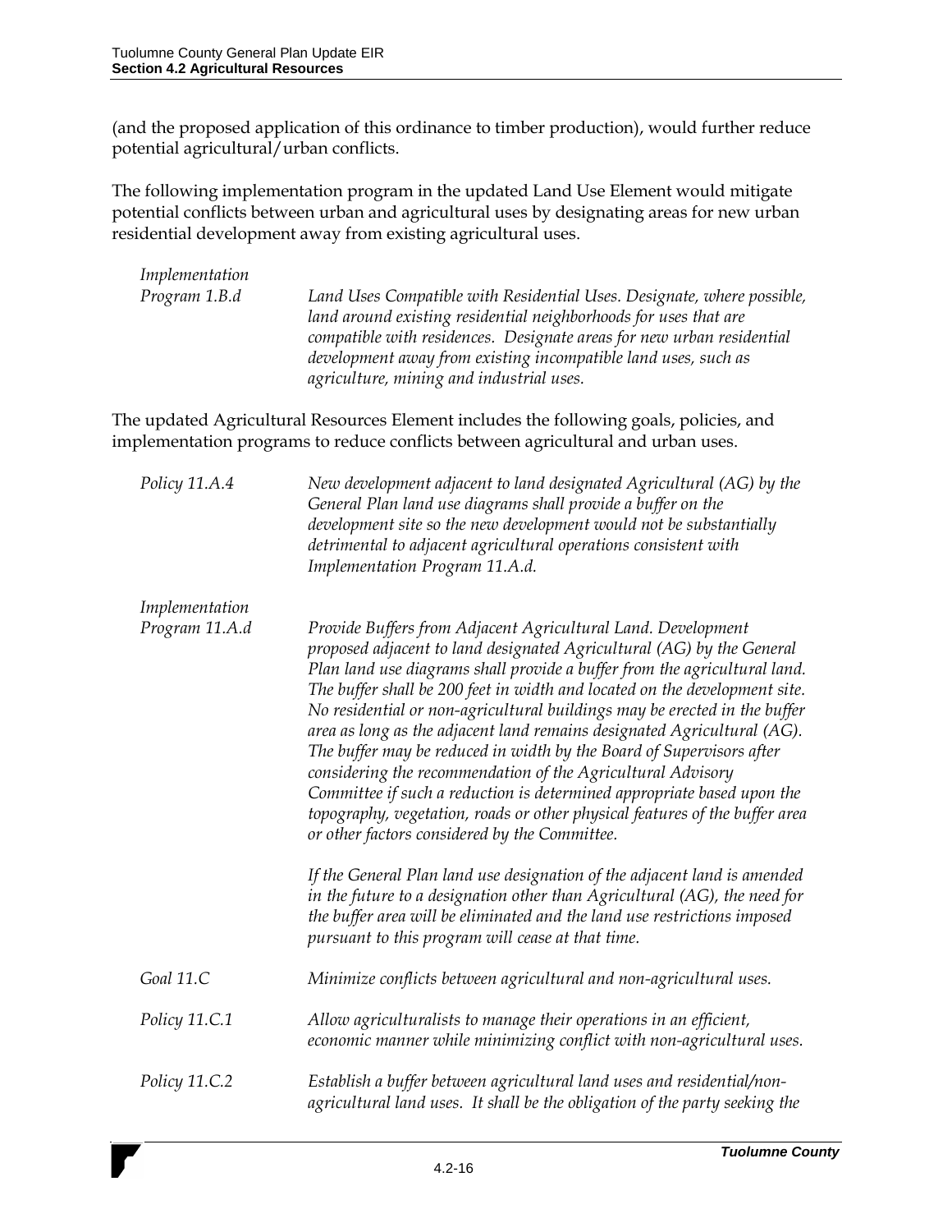(and the proposed application of this ordinance to timber production), would further reduce potential agricultural/urban conflicts.

The following implementation program in the updated Land Use Element would mitigate potential conflicts between urban and agricultural uses by designating areas for new urban residential development away from existing agricultural uses.

| | |
|---|---|
| *Implementation Program 1.B.d* | *Land Uses Compatible with Residential Uses. Designate, where possible, land around existing residential neighborhoods for uses that are compatible with residences. Designate areas for new urban residential development away from existing incompatible land uses, such as agriculture, mining and industrial uses.* |

The updated Agricultural Resources Element includes the following goals, policies, and implementation programs to reduce conflicts between agricultural and urban uses.

| | |
|---|---|
| *Policy 11.A.4* | *New development adjacent to land designated Agricultural (AG) by the General Plan land use diagrams shall provide a buffer on the development site so the new development would not be substantially detrimental to adjacent agricultural operations consistent with Implementation Program 11.A.d.* |
| *Implementation Program 11.A.d* | *Provide Buffers from Adjacent Agricultural Land. Development proposed adjacent to land designated Agricultural (AG) by the General Plan land use diagrams shall provide a buffer from the agricultural land. The buffer shall be 200 feet in width and located on the development site. No residential or non-agricultural buildings may be erected in the buffer area as long as the adjacent land remains designated Agricultural (AG). The buffer may be reduced in width by the Board of Supervisors after considering the recommendation of the Agricultural Advisory Committee if such a reduction is determined appropriate based upon the topography, vegetation, roads or other physical features of the buffer area or other factors considered by the Committee.*<br><br>*If the General Plan land use designation of the adjacent land is amended in the future to a designation other than Agricultural (AG), the need for the buffer area will be eliminated and the land use restrictions imposed pursuant to this program will cease at that time.* |
| *Goal 11.C* | *Minimize conflicts between agricultural and non-agricultural uses.* |
| *Policy 11.C.1* | *Allow agriculturalists to manage their operations in an efficient, economic manner while minimizing conflict with non-agricultural uses.* |
| *Policy 11.C.2* | *Establish a buffer between agricultural land uses and residential/non-agricultural land uses. It shall be the obligation of the party seeking the* |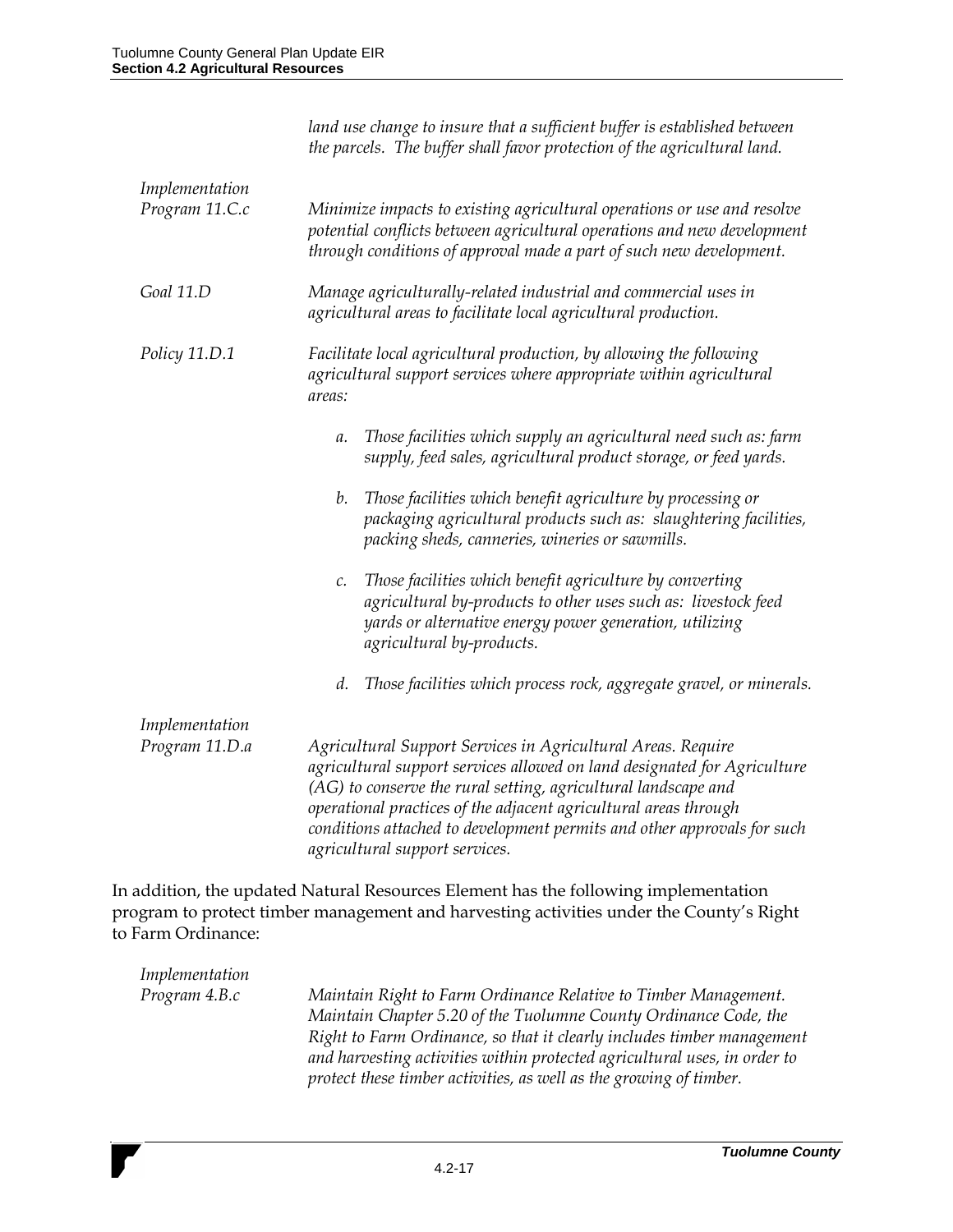*land use change to insure that a sufficient buffer is established between the parcels. The buffer shall favor protection of the agricultural land.*

*Implementation Program 11.C.c* — *Minimize impacts to existing agricultural operations or use and resolve potential conflicts between agricultural operations and new development through conditions of approval made a part of such new development.*

*Goal 11.D* — *Manage agriculturally-related industrial and commercial uses in agricultural areas to facilitate local agricultural production.*

*Policy 11.D.1* — *Facilitate local agricultural production, by allowing the following agricultural support services where appropriate within agricultural areas:*

*a. Those facilities which supply an agricultural need such as: farm supply, feed sales, agricultural product storage, or feed yards.*

*b. Those facilities which benefit agriculture by processing or packaging agricultural products such as: slaughtering facilities, packing sheds, canneries, wineries or sawmills.*

*c. Those facilities which benefit agriculture by converting agricultural by-products to other uses such as: livestock feed yards or alternative energy power generation, utilizing agricultural by-products.*

*d. Those facilities which process rock, aggregate gravel, or minerals.*

*Implementation Program 11.D.a* — *Agricultural Support Services in Agricultural Areas. Require agricultural support services allowed on land designated for Agriculture (AG) to conserve the rural setting, agricultural landscape and operational practices of the adjacent agricultural areas through conditions attached to development permits and other approvals for such agricultural support services.*

In addition, the updated Natural Resources Element has the following implementation program to protect timber management and harvesting activities under the County's Right to Farm Ordinance:

*Implementation Program 4.B.c* — *Maintain Right to Farm Ordinance Relative to Timber Management. Maintain Chapter 5.20 of the Tuolumne County Ordinance Code, the Right to Farm Ordinance, so that it clearly includes timber management and harvesting activities within protected agricultural uses, in order to protect these timber activities, as well as the growing of timber.*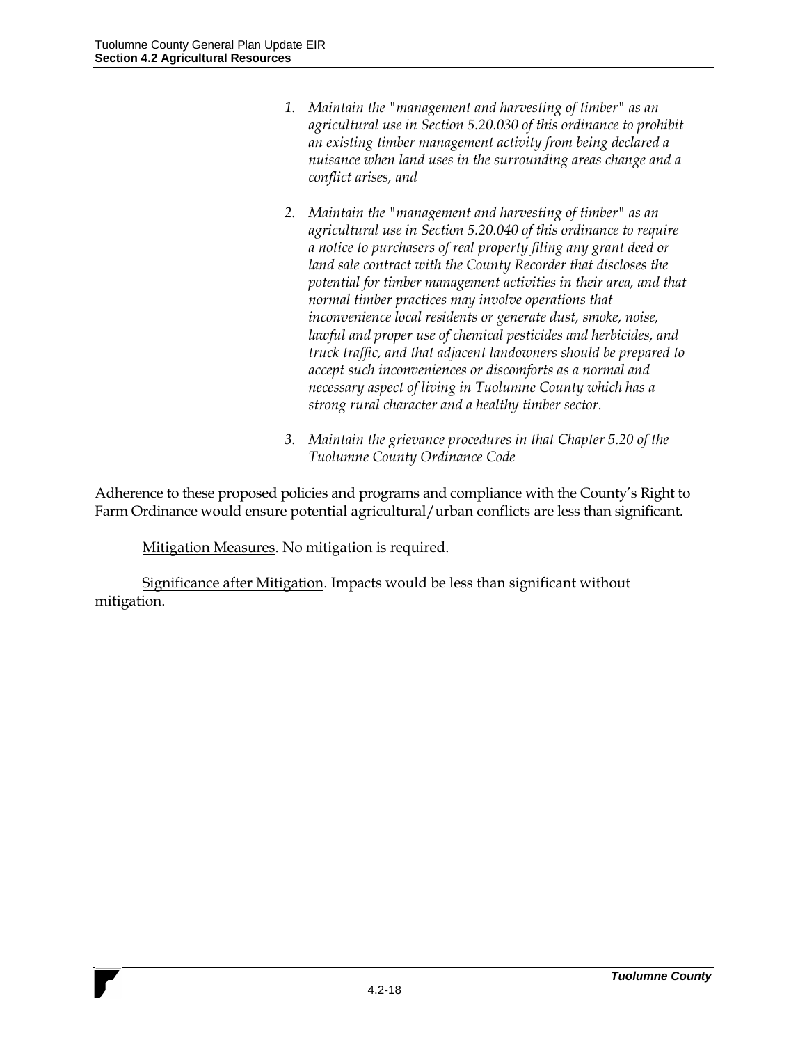1. *Maintain the "management and harvesting of timber" as an agricultural use in Section 5.20.030 of this ordinance to prohibit an existing timber management activity from being declared a nuisance when land uses in the surrounding areas change and a conflict arises, and*

2. *Maintain the "management and harvesting of timber" as an agricultural use in Section 5.20.040 of this ordinance to require a notice to purchasers of real property filing any grant deed or land sale contract with the County Recorder that discloses the potential for timber management activities in their area, and that normal timber practices may involve operations that inconvenience local residents or generate dust, smoke, noise, lawful and proper use of chemical pesticides and herbicides, and truck traffic, and that adjacent landowners should be prepared to accept such inconveniences or discomforts as a normal and necessary aspect of living in Tuolumne County which has a strong rural character and a healthy timber sector.*

3. *Maintain the grievance procedures in that Chapter 5.20 of the Tuolumne County Ordinance Code*

Adherence to these proposed policies and programs and compliance with the County's Right to Farm Ordinance would ensure potential agricultural/urban conflicts are less than significant.

Mitigation Measures. No mitigation is required.

Significance after Mitigation. Impacts would be less than significant without mitigation.